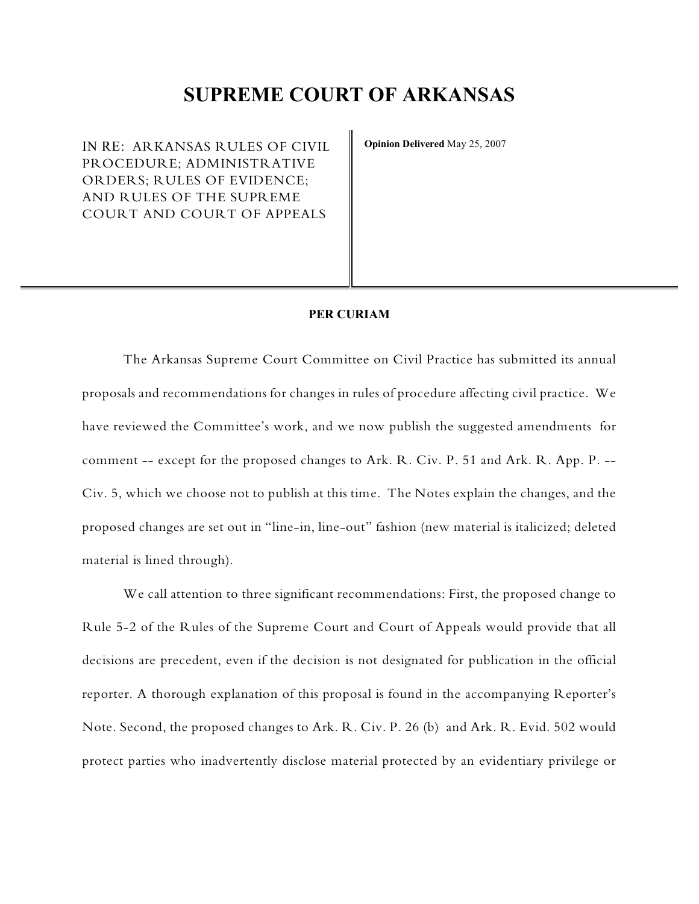# SUPREME COURT OF ARKANSAS

IN RE: ARKANSAS RULES OF CIVIL PROCEDURE; ADMINISTRATIVE ORDERS; RULES OF EVIDENCE; AND RULES OF THE SUPREME COURT AND COURT OF APPEALS

**Opinion Delivered** May 25, 2007

**PER CURIAM**

The Arkansas Supreme Court Committee on Civil Practice has submitted its annual proposals and recommendations for changes in rules of procedure affecting civil practice. We have reviewed the Committee's work, and we now publish the suggested amendments for comment -- except for the proposed changes to Ark. R. Civ. P. 51 and Ark. R. App. P. -- Civ. 5, which we choose not to publish at this time. The Notes explain the changes, and the proposed changes are set out in "line-in, line-out" fashion (new material is italicized; deleted material is lined through).

We call attention to three significant recommendations: First, the proposed change to Rule 5-2 of the Rules of the Supreme Court and Court of Appeals would provide that all decisions are precedent, even if the decision is not designated for publication in the official reporter. A thorough explanation of this proposal is found in the accompanying Reporter's Note. Second, the proposed changes to Ark. R. Civ. P. 26 (b) and Ark. R. Evid. 502 would protect parties who inadvertently disclose material protected by an evidentiary privilege or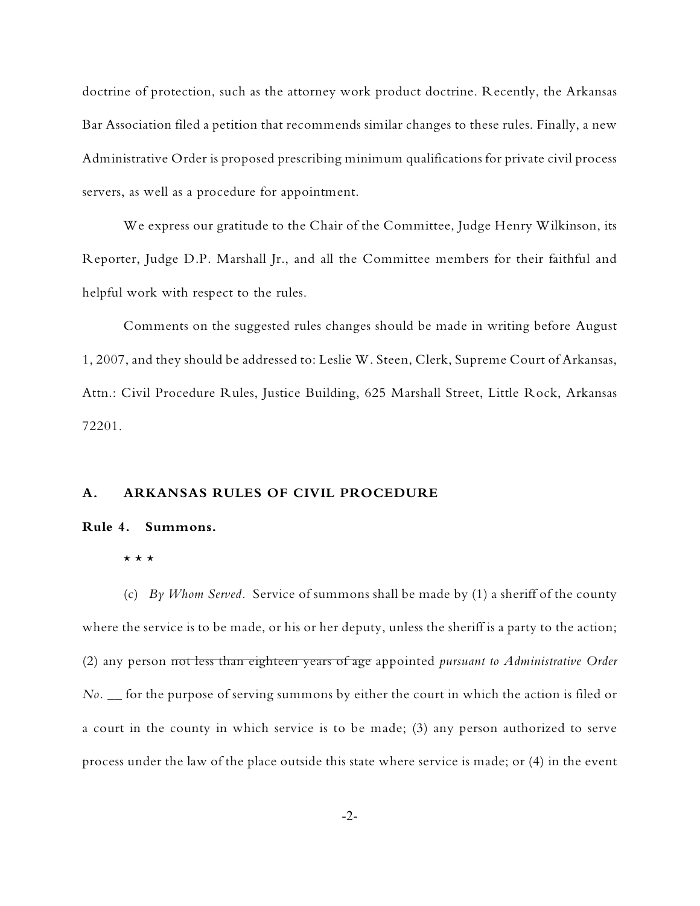doctrine of protection, such as the attorney work product doctrine. Recently, the Arkansas Bar Association filed a petition that recommends similar changes to these rules. Finally, a new Administrative Order is proposed prescribing minimum qualifications for private civil process servers, as well as a procedure for appointment.

We express our gratitude to the Chair of the Committee, Judge Henry Wilkinson, its Reporter, Judge D.P. Marshall Jr., and all the Committee members for their faithful and helpful work with respect to the rules.

Comments on the suggested rules changes should be made in writing before August 1, 2007, and they should be addressed to: Leslie W. Steen, Clerk, Supreme Court of Arkansas, Attn.: Civil Procedure Rules, Justice Building, 625 Marshall Street, Little Rock, Arkansas 72201.

## A. ARKANSAS RULES OF CIVIL PROCEDURE

### Rule 4. Summons.

\* \* \*

(c) *By Whom Served.* Service of summons shall be made by (1) a sheriff of the county where the service is to be made, or his or her deputy, unless the sheriff is a party to the action; (2) any person ~~not less than eighteen years of age~~ appointed *pursuant to Administrative Order No. \_\_* for the purpose of serving summons by either the court in which the action is filed or a court in the county in which service is to be made; (3) any person authorized to serve process under the law of the place outside this state where service is made; or (4) in the event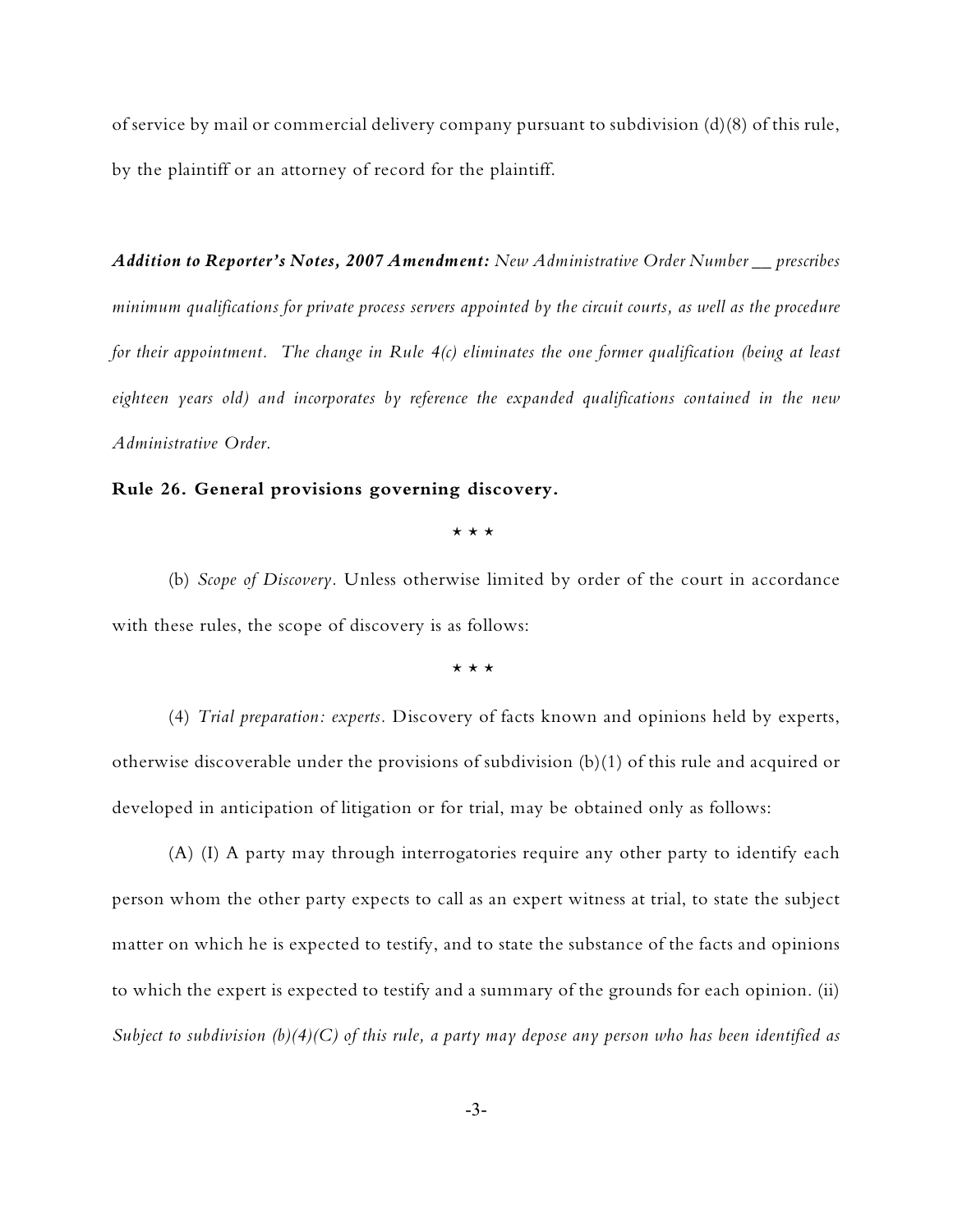of service by mail or commercial delivery company pursuant to subdivision (d)(8) of this rule, by the plaintiff or an attorney of record for the plaintiff.

***Addition to Reporter's Notes, 2007 Amendment:*** *New Administrative Order Number __ prescribes minimum qualifications for private process servers appointed by the circuit courts, as well as the procedure for their appointment. The change in Rule 4(c) eliminates the one former qualification (being at least eighteen years old) and incorporates by reference the expanded qualifications contained in the new Administrative Order.*

**Rule 26. General provisions governing discovery.**

\* \* \*

(b) *Scope of Discovery.* Unless otherwise limited by order of the court in accordance with these rules, the scope of discovery is as follows:

\* \* \*

(4) *Trial preparation: experts.* Discovery of facts known and opinions held by experts, otherwise discoverable under the provisions of subdivision (b)(1) of this rule and acquired or developed in anticipation of litigation or for trial, may be obtained only as follows:

(A) (I) A party may through interrogatories require any other party to identify each person whom the other party expects to call as an expert witness at trial, to state the subject matter on which he is expected to testify, and to state the substance of the facts and opinions to which the expert is expected to testify and a summary of the grounds for each opinion. (ii) *Subject to subdivision (b)(4)(C) of this rule, a party may depose any person who has been identified as*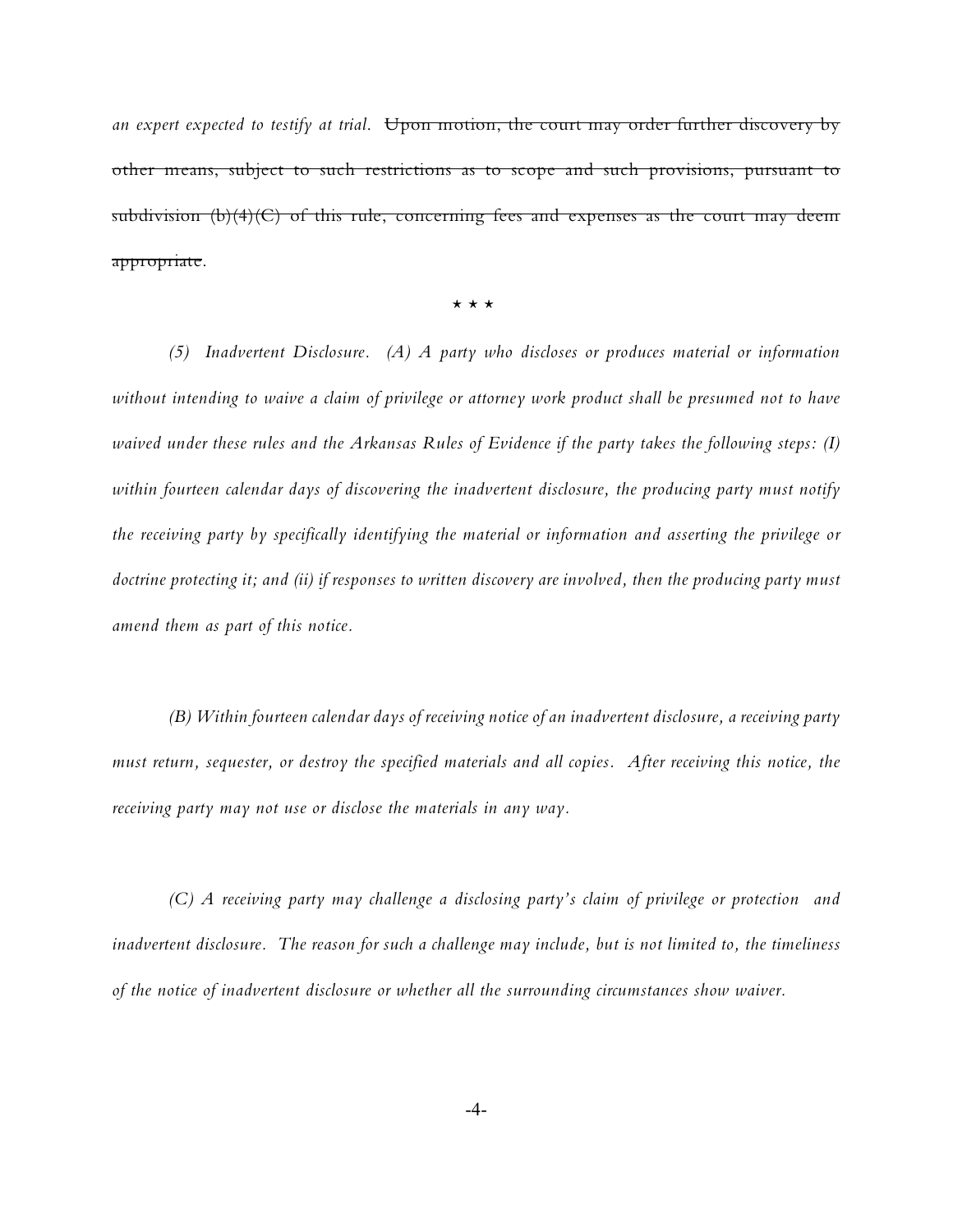*an expert expected to testify at trial.* ~~Upon motion, the court may order further discovery by other means, subject to such restrictions as to scope and such provisions, pursuant to subdivision (b)(4)(C) of this rule, concerning fees and expenses as the court may deem appropriate~~.

\* \* \*

*(5) Inadvertent Disclosure. (A) A party who discloses or produces material or information without intending to waive a claim of privilege or attorney work product shall be presumed not to have waived under these rules and the Arkansas Rules of Evidence if the party takes the following steps: (I) within fourteen calendar days of discovering the inadvertent disclosure, the producing party must notify the receiving party by specifically identifying the material or information and asserting the privilege or doctrine protecting it; and (ii) if responses to written discovery are involved, then the producing party must amend them as part of this notice.*

*(B) Within fourteen calendar days of receiving notice of an inadvertent disclosure, a receiving party must return, sequester, or destroy the specified materials and all copies. After receiving this notice, the receiving party may not use or disclose the materials in any way.*

*(C) A receiving party may challenge a disclosing party's claim of privilege or protection and inadvertent disclosure. The reason for such a challenge may include, but is not limited to, the timeliness of the notice of inadvertent disclosure or whether all the surrounding circumstances show waiver.*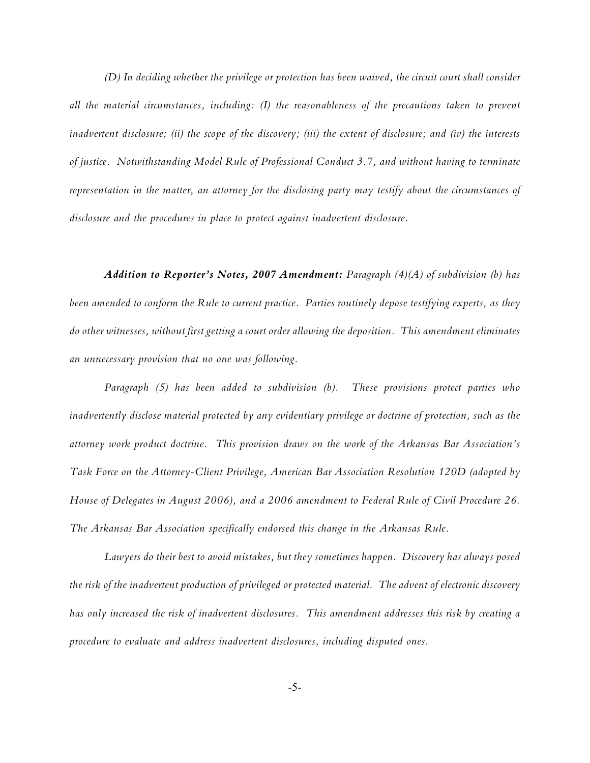*(D) In deciding whether the privilege or protection has been waived, the circuit court shall consider all the material circumstances, including: (I) the reasonableness of the precautions taken to prevent inadvertent disclosure; (ii) the scope of the discovery; (iii) the extent of disclosure; and (iv) the interests of justice. Notwithstanding Model Rule of Professional Conduct 3.7, and without having to terminate representation in the matter, an attorney for the disclosing party may testify about the circumstances of disclosure and the procedures in place to protect against inadvertent disclosure.*

***Addition to Reporter's Notes, 2007 Amendment:*** *Paragraph (4)(A) of subdivision (b) has been amended to conform the Rule to current practice. Parties routinely depose testifying experts, as they do other witnesses, without first getting a court order allowing the deposition. This amendment eliminates an unnecessary provision that no one was following.*

*Paragraph (5) has been added to subdivision (b). These provisions protect parties who inadvertently disclose material protected by any evidentiary privilege or doctrine of protection, such as the attorney work product doctrine. This provision draws on the work of the Arkansas Bar Association's Task Force on the Attorney-Client Privilege, American Bar Association Resolution 120D (adopted by House of Delegates in August 2006), and a 2006 amendment to Federal Rule of Civil Procedure 26. The Arkansas Bar Association specifically endorsed this change in the Arkansas Rule.*

*Lawyers do their best to avoid mistakes, but they sometimes happen. Discovery has always posed the risk of the inadvertent production of privileged or protected material. The advent of electronic discovery has only increased the risk of inadvertent disclosures. This amendment addresses this risk by creating a procedure to evaluate and address inadvertent disclosures, including disputed ones.*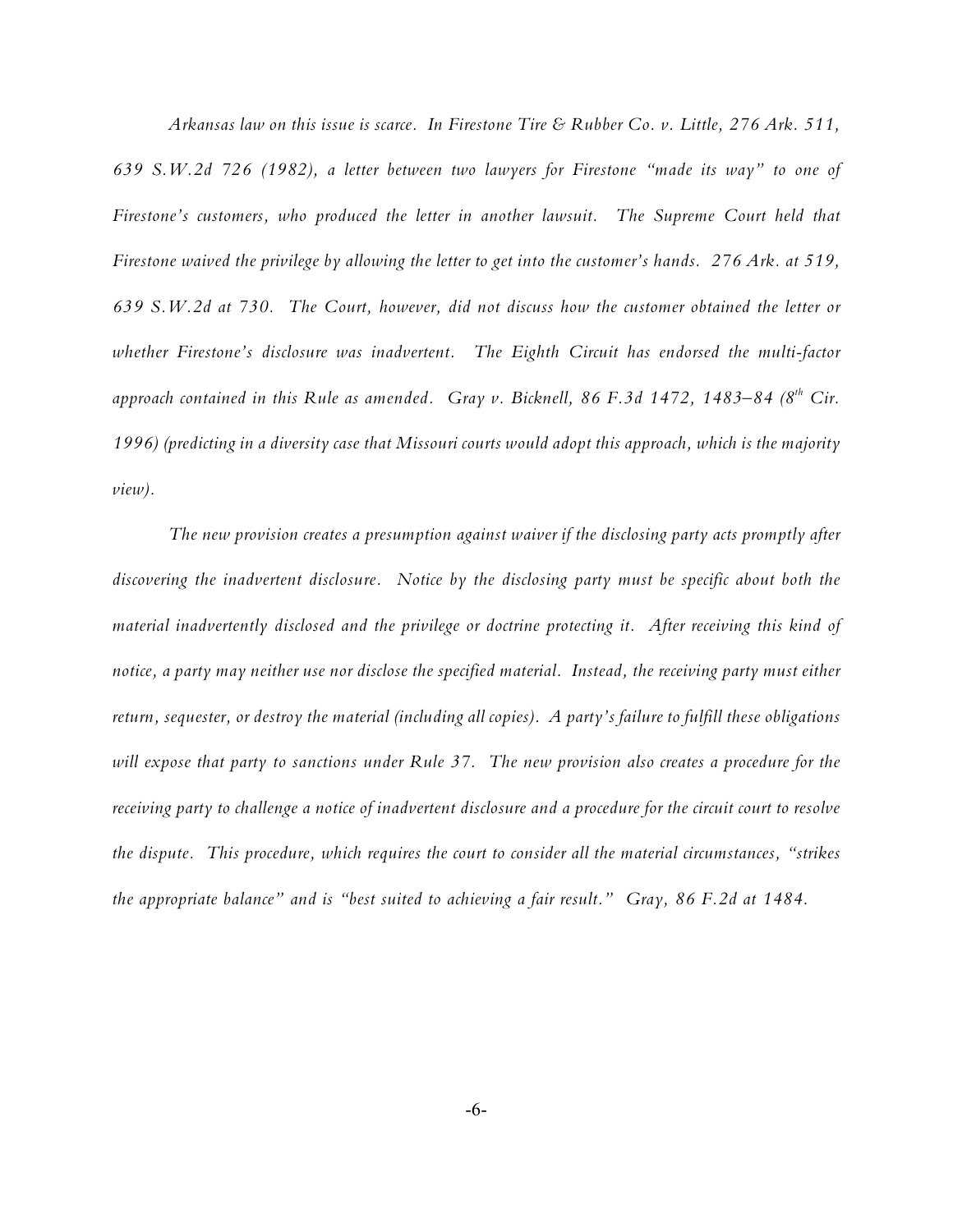*Arkansas law on this issue is scarce. In Firestone Tire & Rubber Co. v. Little, 276 Ark. 511, 639 S.W.2d 726 (1982), a letter between two lawyers for Firestone "made its way" to one of Firestone's customers, who produced the letter in another lawsuit. The Supreme Court held that Firestone waived the privilege by allowing the letter to get into the customer's hands. 276 Ark. at 519, 639 S.W.2d at 730. The Court, however, did not discuss how the customer obtained the letter or whether Firestone's disclosure was inadvertent. The Eighth Circuit has endorsed the multi-factor approach contained in this Rule as amended. Gray v. Bicknell, 86 F.3d 1472, 1483–84 (8th Cir. 1996) (predicting in a diversity case that Missouri courts would adopt this approach, which is the majority view).*

*The new provision creates a presumption against waiver if the disclosing party acts promptly after discovering the inadvertent disclosure. Notice by the disclosing party must be specific about both the material inadvertently disclosed and the privilege or doctrine protecting it. After receiving this kind of notice, a party may neither use nor disclose the specified material. Instead, the receiving party must either return, sequester, or destroy the material (including all copies). A party's failure to fulfill these obligations will expose that party to sanctions under Rule 37. The new provision also creates a procedure for the receiving party to challenge a notice of inadvertent disclosure and a procedure for the circuit court to resolve the dispute. This procedure, which requires the court to consider all the material circumstances, "strikes the appropriate balance" and is "best suited to achieving a fair result." Gray, 86 F.2d at 1484.*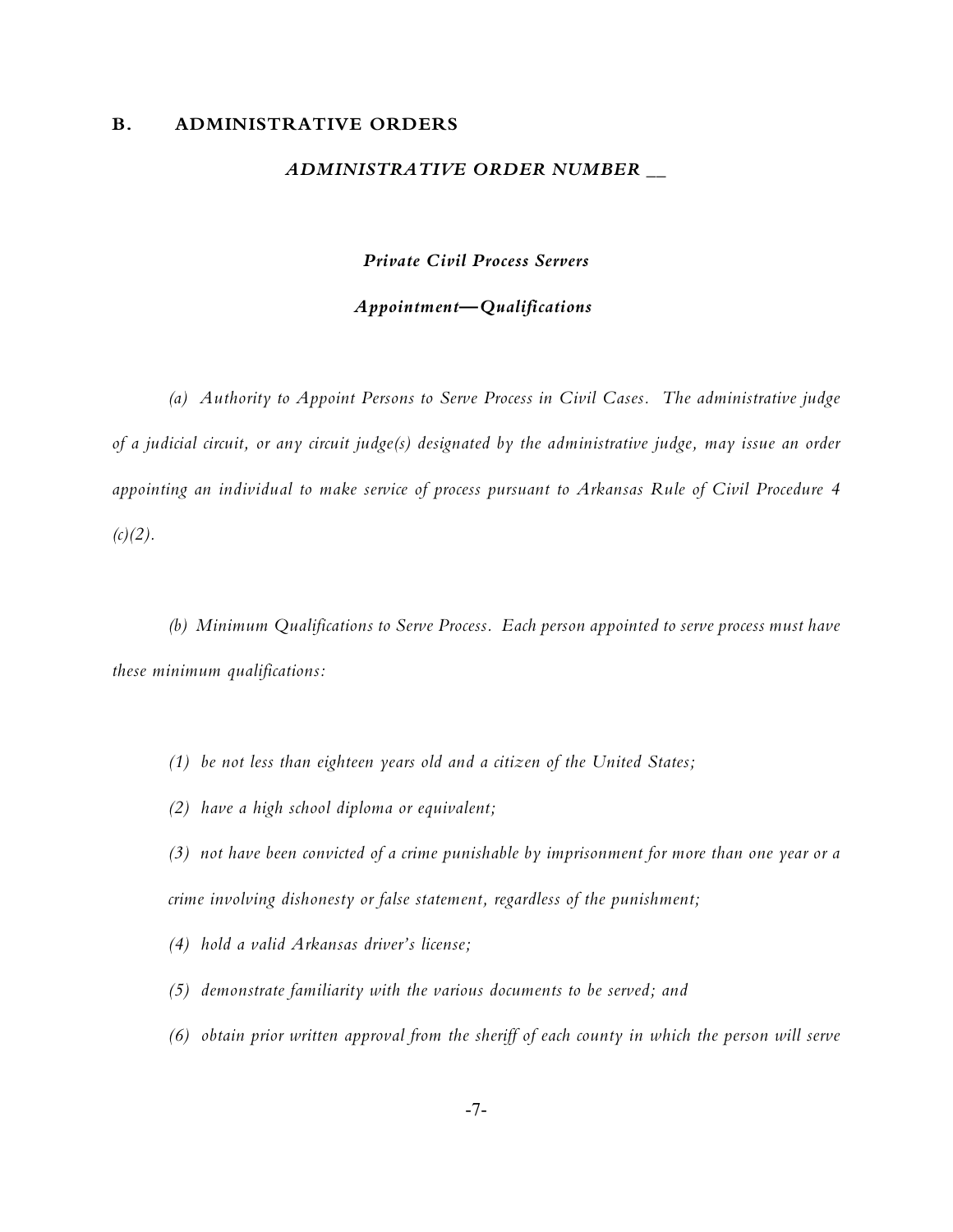## B. ADMINISTRATIVE ORDERS

### *ADMINISTRATIVE ORDER NUMBER __*

***Private Civil Process Servers***

***Appointment—Qualifications***

*(a) Authority to Appoint Persons to Serve Process in Civil Cases. The administrative judge of a judicial circuit, or any circuit judge(s) designated by the administrative judge, may issue an order appointing an individual to make service of process pursuant to Arkansas Rule of Civil Procedure 4 (c)(2).*

*(b) Minimum Qualifications to Serve Process. Each person appointed to serve process must have these minimum qualifications:*

*(1) be not less than eighteen years old and a citizen of the United States;*

*(2) have a high school diploma or equivalent;*

*(3) not have been convicted of a crime punishable by imprisonment for more than one year or a crime involving dishonesty or false statement, regardless of the punishment;*

*(4) hold a valid Arkansas driver's license;*

*(5) demonstrate familiarity with the various documents to be served; and*

*(6) obtain prior written approval from the sheriff of each county in which the person will serve*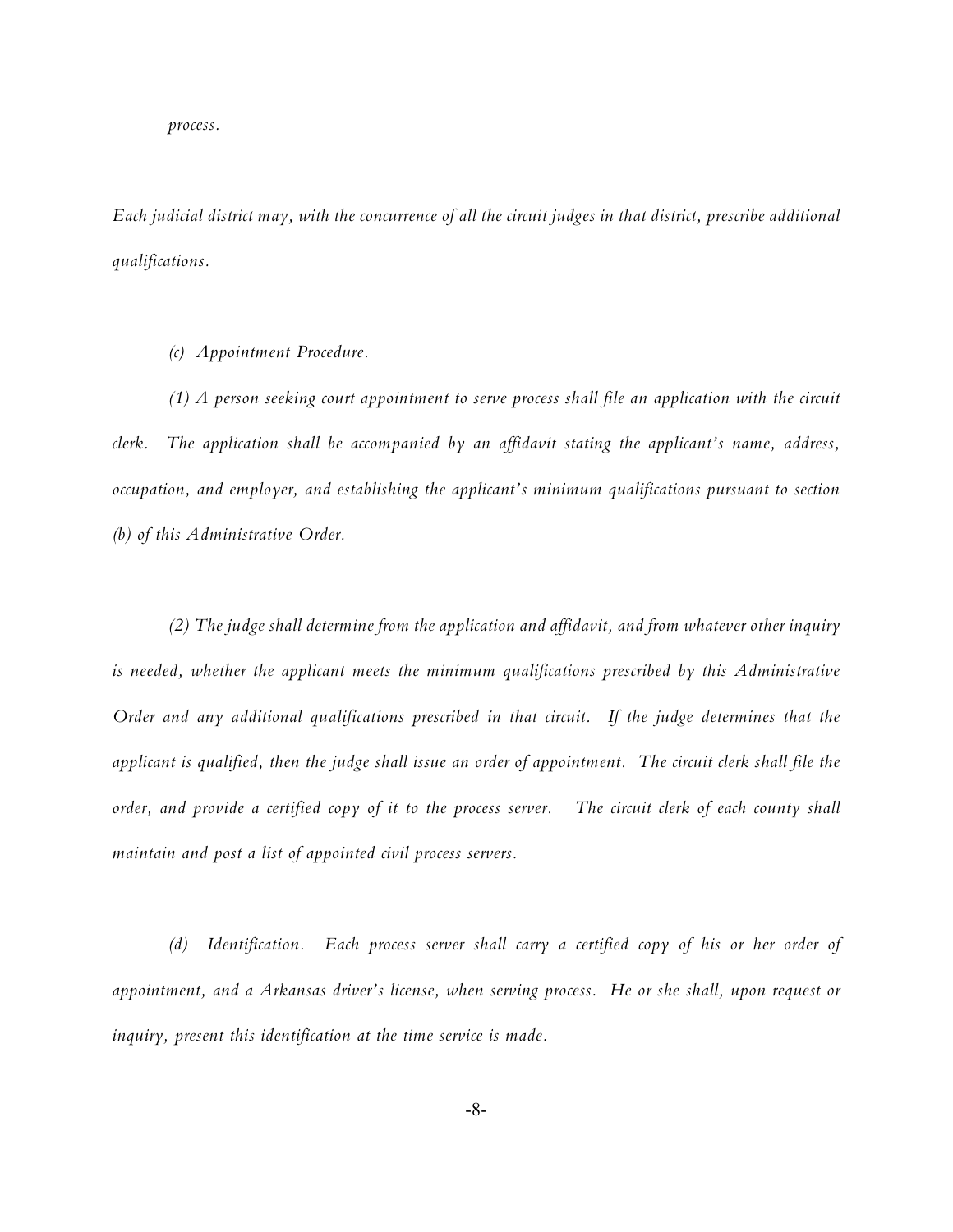*process.*

*Each judicial district may, with the concurrence of all the circuit judges in that district, prescribe additional qualifications.*

*(c) Appointment Procedure.*

*(1) A person seeking court appointment to serve process shall file an application with the circuit clerk. The application shall be accompanied by an affidavit stating the applicant's name, address, occupation, and employer, and establishing the applicant's minimum qualifications pursuant to section (b) of this Administrative Order.*

*(2) The judge shall determine from the application and affidavit, and from whatever other inquiry is needed, whether the applicant meets the minimum qualifications prescribed by this Administrative Order and any additional qualifications prescribed in that circuit. If the judge determines that the applicant is qualified, then the judge shall issue an order of appointment. The circuit clerk shall file the order, and provide a certified copy of it to the process server. The circuit clerk of each county shall maintain and post a list of appointed civil process servers.*

*(d) Identification. Each process server shall carry a certified copy of his or her order of appointment, and a Arkansas driver's license, when serving process. He or she shall, upon request or inquiry, present this identification at the time service is made.*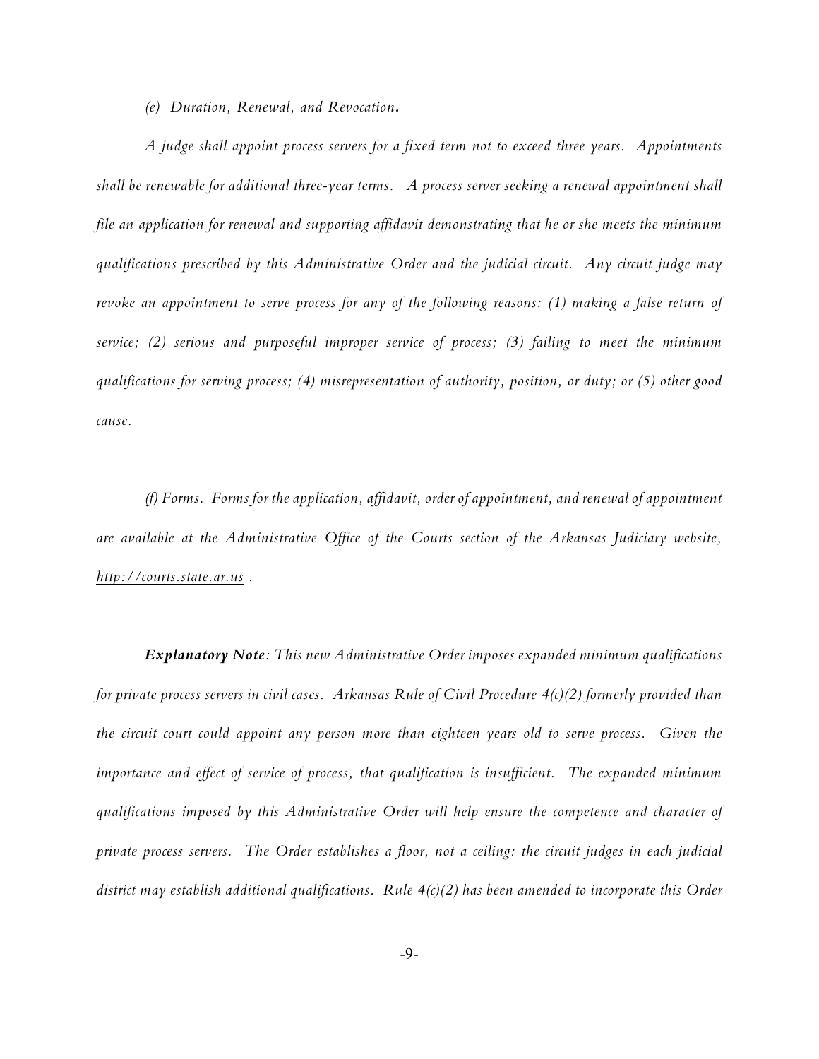*(e) Duration, Renewal, and Revocation.*

*A judge shall appoint process servers for a fixed term not to exceed three years. Appointments shall be renewable for additional three-year terms. A process server seeking a renewal appointment shall file an application for renewal and supporting affidavit demonstrating that he or she meets the minimum qualifications prescribed by this Administrative Order and the judicial circuit. Any circuit judge may revoke an appointment to serve process for any of the following reasons: (1) making a false return of service; (2) serious and purposeful improper service of process; (3) failing to meet the minimum qualifications for serving process; (4) misrepresentation of authority, position, or duty; or (5) other good cause.*

*(f) Forms. Forms for the application, affidavit, order of appointment, and renewal of appointment are available at the Administrative Office of the Courts section of the Arkansas Judiciary website, http://courts.state.ar.us .*

***Explanatory Note****: This new Administrative Order imposes expanded minimum qualifications for private process servers in civil cases. Arkansas Rule of Civil Procedure 4(c)(2) formerly provided than the circuit court could appoint any person more than eighteen years old to serve process. Given the importance and effect of service of process, that qualification is insufficient. The expanded minimum qualifications imposed by this Administrative Order will help ensure the competence and character of private process servers. The Order establishes a floor, not a ceiling: the circuit judges in each judicial district may establish additional qualifications. Rule 4(c)(2) has been amended to incorporate this Order*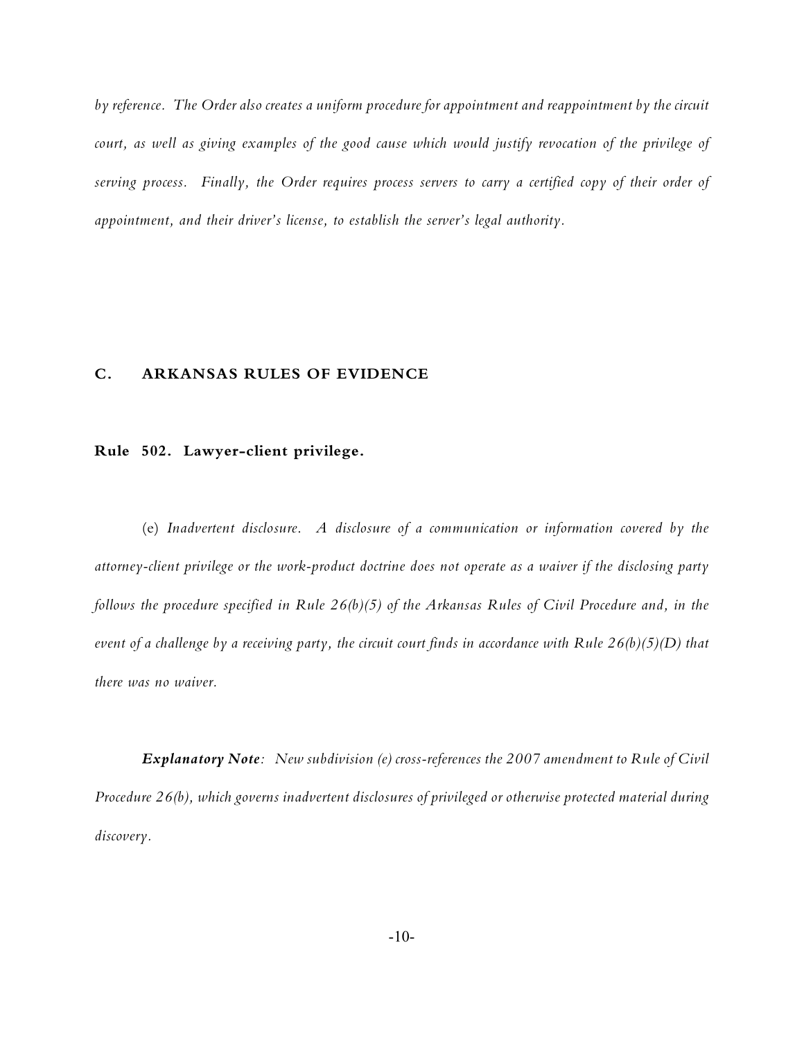*by reference. The Order also creates a uniform procedure for appointment and reappointment by the circuit court, as well as giving examples of the good cause which would justify revocation of the privilege of serving process. Finally, the Order requires process servers to carry a certified copy of their order of appointment, and their driver's license, to establish the server's legal authority.*

## C. ARKANSAS RULES OF EVIDENCE

### Rule 502. Lawyer-client privilege.

(e) *Inadvertent disclosure. A disclosure of a communication or information covered by the attorney-client privilege or the work-product doctrine does not operate as a waiver if the disclosing party follows the procedure specified in Rule 26(b)(5) of the Arkansas Rules of Civil Procedure and, in the event of a challenge by a receiving party, the circuit court finds in accordance with Rule 26(b)(5)(D) that there was no waiver.*

***Explanatory Note****: New subdivision (e) cross-references the 2007 amendment to Rule of Civil Procedure 26(b), which governs inadvertent disclosures of privileged or otherwise protected material during discovery.*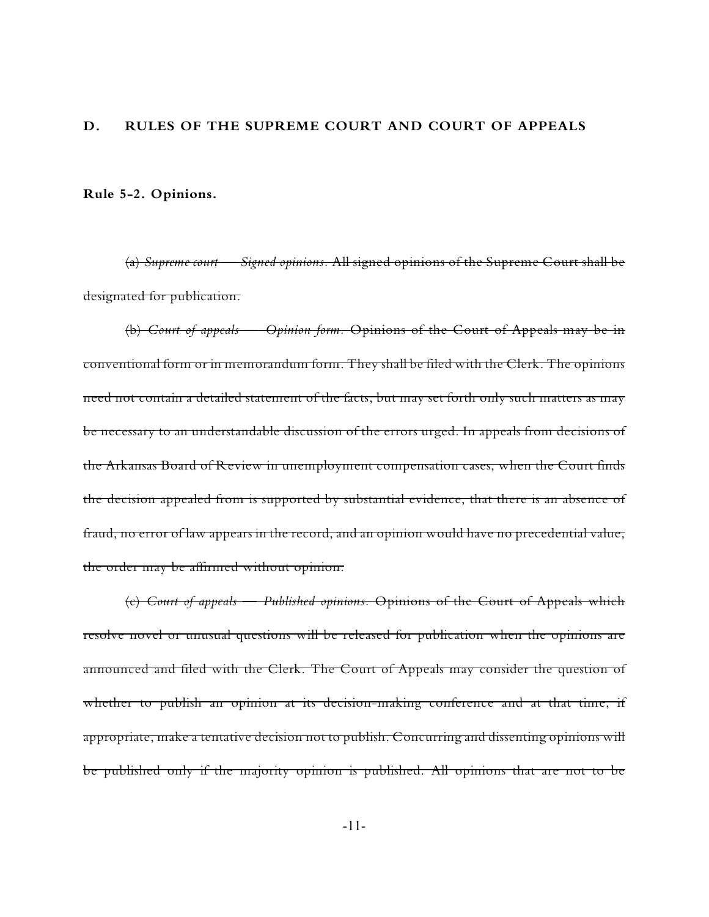## D. RULES OF THE SUPREME COURT AND COURT OF APPEALS

### Rule 5-2. Opinions.

~~(a) *Supreme court — Signed opinions*. All signed opinions of the Supreme Court shall be designated for publication.~~

~~(b) *Court of appeals — Opinion form*. Opinions of the Court of Appeals may be in conventional form or in memorandum form. They shall be filed with the Clerk. The opinions need not contain a detailed statement of the facts, but may set forth only such matters as may be necessary to an understandable discussion of the errors urged. In appeals from decisions of the Arkansas Board of Review in unemployment compensation cases, when the Court finds the decision appealed from is supported by substantial evidence, that there is an absence of fraud, no error of law appears in the record, and an opinion would have no precedential value, the order may be affirmed without opinion.~~

~~(c) *Court of appeals — Published opinions*. Opinions of the Court of Appeals which resolve novel or unusual questions will be released for publication when the opinions are announced and filed with the Clerk. The Court of Appeals may consider the question of whether to publish an opinion at its decision-making conference and at that time, if appropriate, make a tentative decision not to publish. Concurring and dissenting opinions will be published only if the majority opinion is published. All opinions that are not to be~~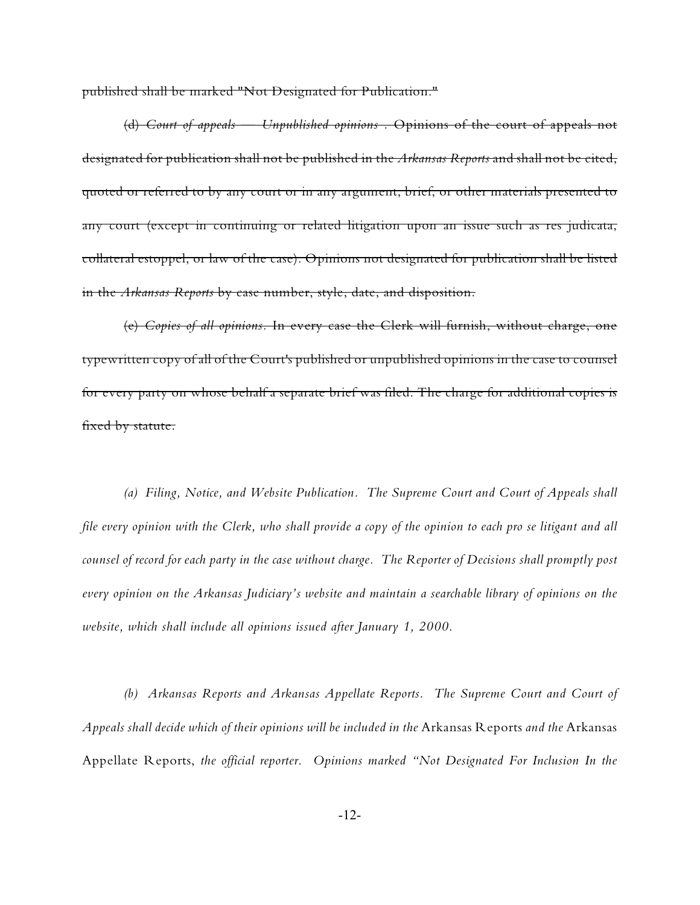~~published shall be marked "Not Designated for Publication."~~

~~(d) *Court of appeals — Unpublished opinions* . Opinions of the court of appeals not designated for publication shall not be published in the *Arkansas Reports* and shall not be cited, quoted or referred to by any court or in any argument, brief, or other materials presented to any court (except in continuing or related litigation upon an issue such as res judicata, collateral estoppel, or law of the case). Opinions not designated for publication shall be listed in the *Arkansas Reports* by case number, style, date, and disposition.~~

~~(e) *Copies of all opinions*. In every case the Clerk will furnish, without charge, one typewritten copy of all of the Court's published or unpublished opinions in the case to counsel for every party on whose behalf a separate brief was filed. The charge for additional copies is fixed by statute.~~

*(a) Filing, Notice, and Website Publication. The Supreme Court and Court of Appeals shall file every opinion with the Clerk, who shall provide a copy of the opinion to each pro se litigant and all counsel of record for each party in the case without charge. The Reporter of Decisions shall promptly post every opinion on the Arkansas Judiciary's website and maintain a searchable library of opinions on the website, which shall include all opinions issued after January 1, 2000.*

*(b) Arkansas Reports and Arkansas Appellate Reports. The Supreme Court and Court of Appeals shall decide which of their opinions will be included in the* Arkansas Reports *and the* Arkansas Appellate Reports, *the official reporter. Opinions marked "Not Designated For Inclusion In the*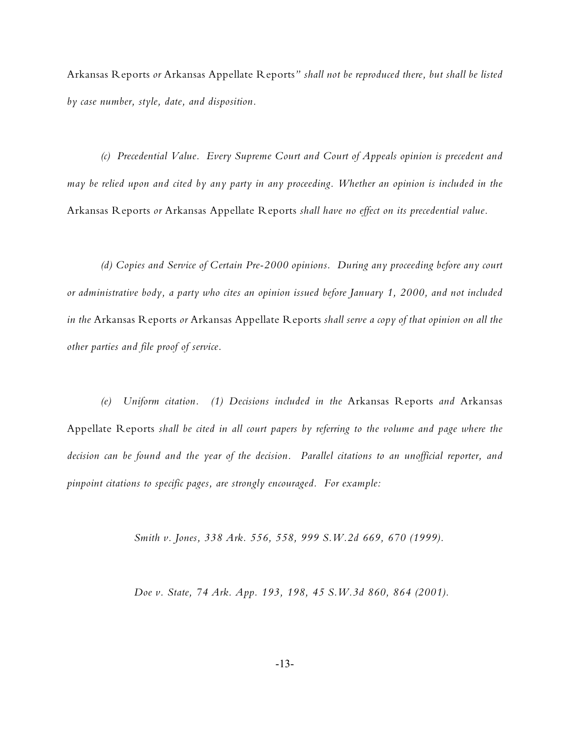Arkansas Reports *or* Arkansas Appellate Reports*" shall not be reproduced there, but shall be listed by case number, style, date, and disposition.*

*(c) Precedential Value. Every Supreme Court and Court of Appeals opinion is precedent and may be relied upon and cited by any party in any proceeding. Whether an opinion is included in the* Arkansas Reports *or* Arkansas Appellate Reports *shall have no effect on its precedential value.*

*(d) Copies and Service of Certain Pre-2000 opinions. During any proceeding before any court or administrative body, a party who cites an opinion issued before January 1, 2000, and not included in the* Arkansas Reports *or* Arkansas Appellate Reports *shall serve a copy of that opinion on all the other parties and file proof of service.*

*(e) Uniform citation. (1) Decisions included in the* Arkansas Reports *and* Arkansas Appellate Reports *shall be cited in all court papers by referring to the volume and page where the decision can be found and the year of the decision. Parallel citations to an unofficial reporter, and pinpoint citations to specific pages, are strongly encouraged. For example:*

*Smith v. Jones, 338 Ark. 556, 558, 999 S.W.2d 669, 670 (1999).*

*Doe v. State, 74 Ark. App. 193, 198, 45 S.W.3d 860, 864 (2001).*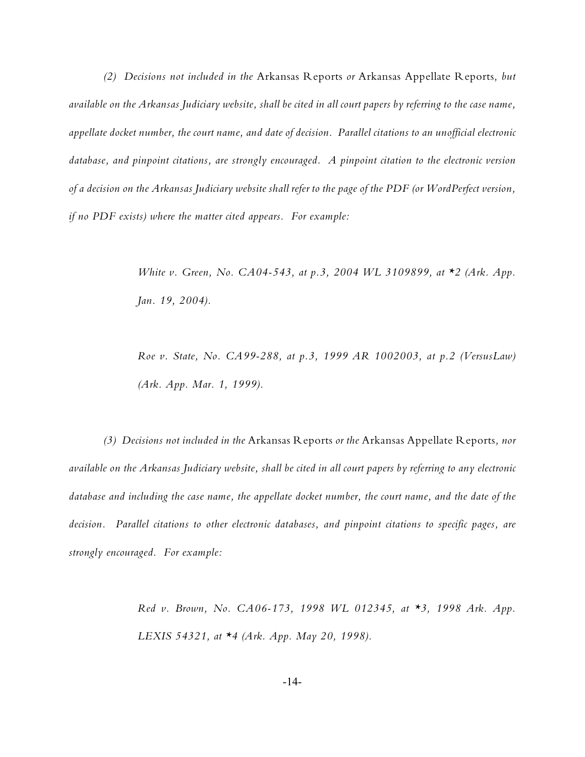*(2) Decisions not included in the* Arkansas Reports *or* Arkansas Appellate Reports*, but available on the Arkansas Judiciary website, shall be cited in all court papers by referring to the case name, appellate docket number, the court name, and date of decision. Parallel citations to an unofficial electronic database, and pinpoint citations, are strongly encouraged. A pinpoint citation to the electronic version of a decision on the Arkansas Judiciary website shall refer to the page of the PDF (or WordPerfect version, if no PDF exists) where the matter cited appears. For example:*

> *White v. Green, No. CA04-543, at p.3, 2004 WL 3109899, at *2 (Ark. App. Jan. 19, 2004).*

> *Roe v. State, No. CA99-288, at p.3, 1999 AR 1002003, at p.2 (VersusLaw) (Ark. App. Mar. 1, 1999).*

*(3) Decisions not included in the* Arkansas Reports *or the* Arkansas Appellate Reports*, nor available on the Arkansas Judiciary website, shall be cited in all court papers by referring to any electronic database and including the case name, the appellate docket number, the court name, and the date of the decision. Parallel citations to other electronic databases, and pinpoint citations to specific pages, are strongly encouraged. For example:*

> *Red v. Brown, No. CA06-173, 1998 WL 012345, at *3, 1998 Ark. App. LEXIS 54321, at *4 (Ark. App. May 20, 1998).*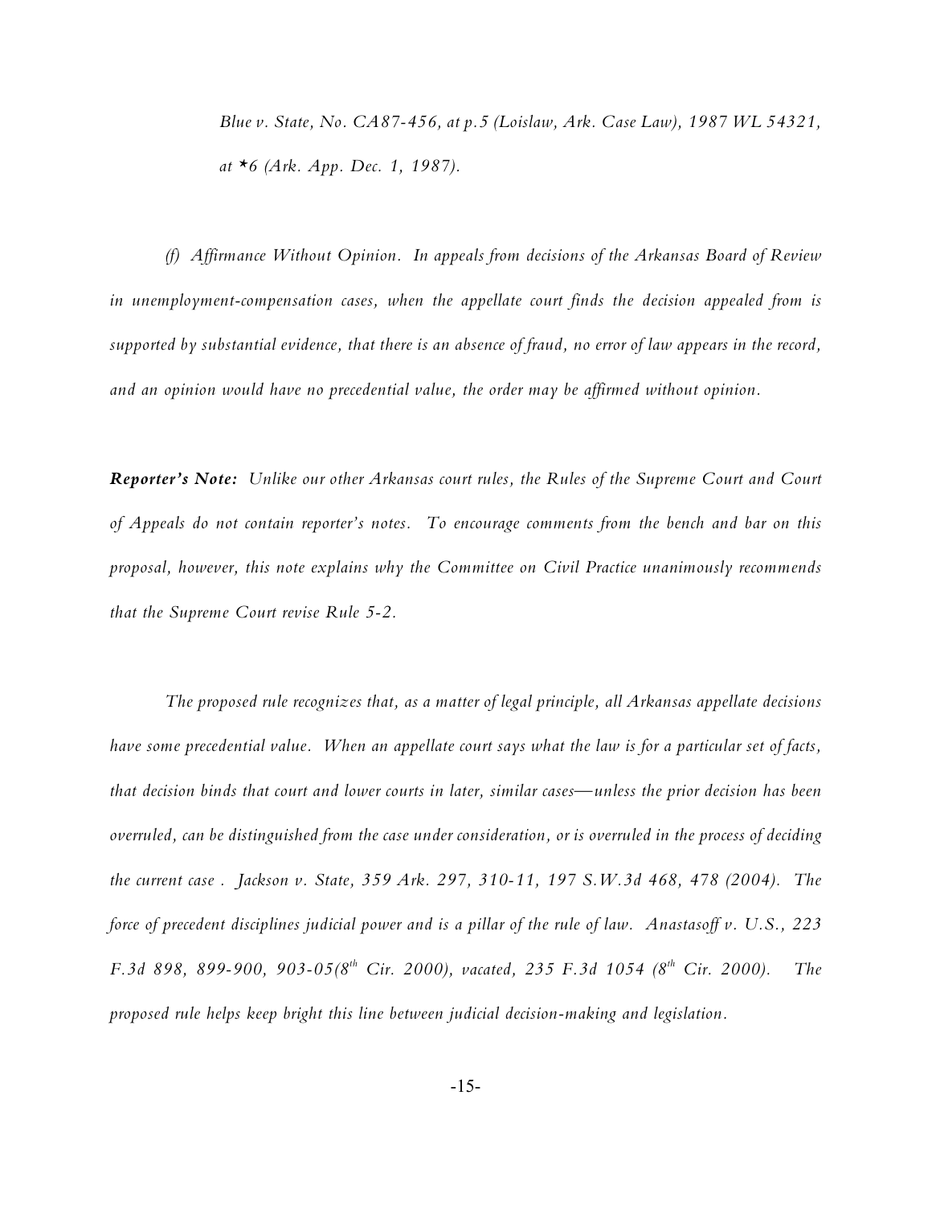*Blue v. State, No. CA87-456, at p.5 (Loislaw, Ark. Case Law), 1987 WL 54321, at *6 (Ark. App. Dec. 1, 1987).*

*(f) Affirmance Without Opinion. In appeals from decisions of the Arkansas Board of Review in unemployment-compensation cases, when the appellate court finds the decision appealed from is supported by substantial evidence, that there is an absence of fraud, no error of law appears in the record, and an opinion would have no precedential value, the order may be affirmed without opinion.*

***Reporter's Note:*** *Unlike our other Arkansas court rules, the Rules of the Supreme Court and Court of Appeals do not contain reporter's notes. To encourage comments from the bench and bar on this proposal, however, this note explains why the Committee on Civil Practice unanimously recommends that the Supreme Court revise Rule 5-2.*

*The proposed rule recognizes that, as a matter of legal principle, all Arkansas appellate decisions have some precedential value. When an appellate court says what the law is for a particular set of facts, that decision binds that court and lower courts in later, similar cases—unless the prior decision has been overruled, can be distinguished from the case under consideration, or is overruled in the process of deciding the current case . Jackson v. State, 359 Ark. 297, 310-11, 197 S.W.3d 468, 478 (2004). The force of precedent disciplines judicial power and is a pillar of the rule of law. Anastasoff v. U.S., 223 F.3d 898, 899-900, 903-05(8th Cir. 2000), vacated, 235 F.3d 1054 (8th Cir. 2000). The proposed rule helps keep bright this line between judicial decision-making and legislation.*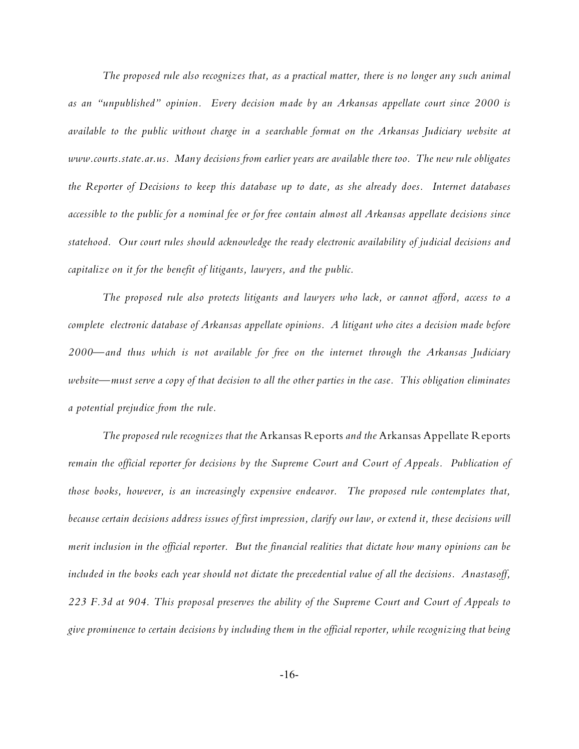*The proposed rule also recognizes that, as a practical matter, there is no longer any such animal as an "unpublished" opinion. Every decision made by an Arkansas appellate court since 2000 is available to the public without charge in a searchable format on the Arkansas Judiciary website at www.courts.state.ar.us. Many decisions from earlier years are available there too. The new rule obligates the Reporter of Decisions to keep this database up to date, as she already does. Internet databases accessible to the public for a nominal fee or for free contain almost all Arkansas appellate decisions since statehood. Our court rules should acknowledge the ready electronic availability of judicial decisions and capitalize on it for the benefit of litigants, lawyers, and the public.*

*The proposed rule also protects litigants and lawyers who lack, or cannot afford, access to a complete electronic database of Arkansas appellate opinions. A litigant who cites a decision made before 2000—and thus which is not available for free on the internet through the Arkansas Judiciary website—must serve a copy of that decision to all the other parties in the case. This obligation eliminates a potential prejudice from the rule.*

*The proposed rule recognizes that the* Arkansas Reports *and the* Arkansas Appellate Reports *remain the official reporter for decisions by the Supreme Court and Court of Appeals. Publication of those books, however, is an increasingly expensive endeavor. The proposed rule contemplates that, because certain decisions address issues of first impression, clarify our law, or extend it, these decisions will merit inclusion in the official reporter. But the financial realities that dictate how many opinions can be included in the books each year should not dictate the precedential value of all the decisions. Anastasoff, 223 F.3d at 904. This proposal preserves the ability of the Supreme Court and Court of Appeals to give prominence to certain decisions by including them in the official reporter, while recognizing that being*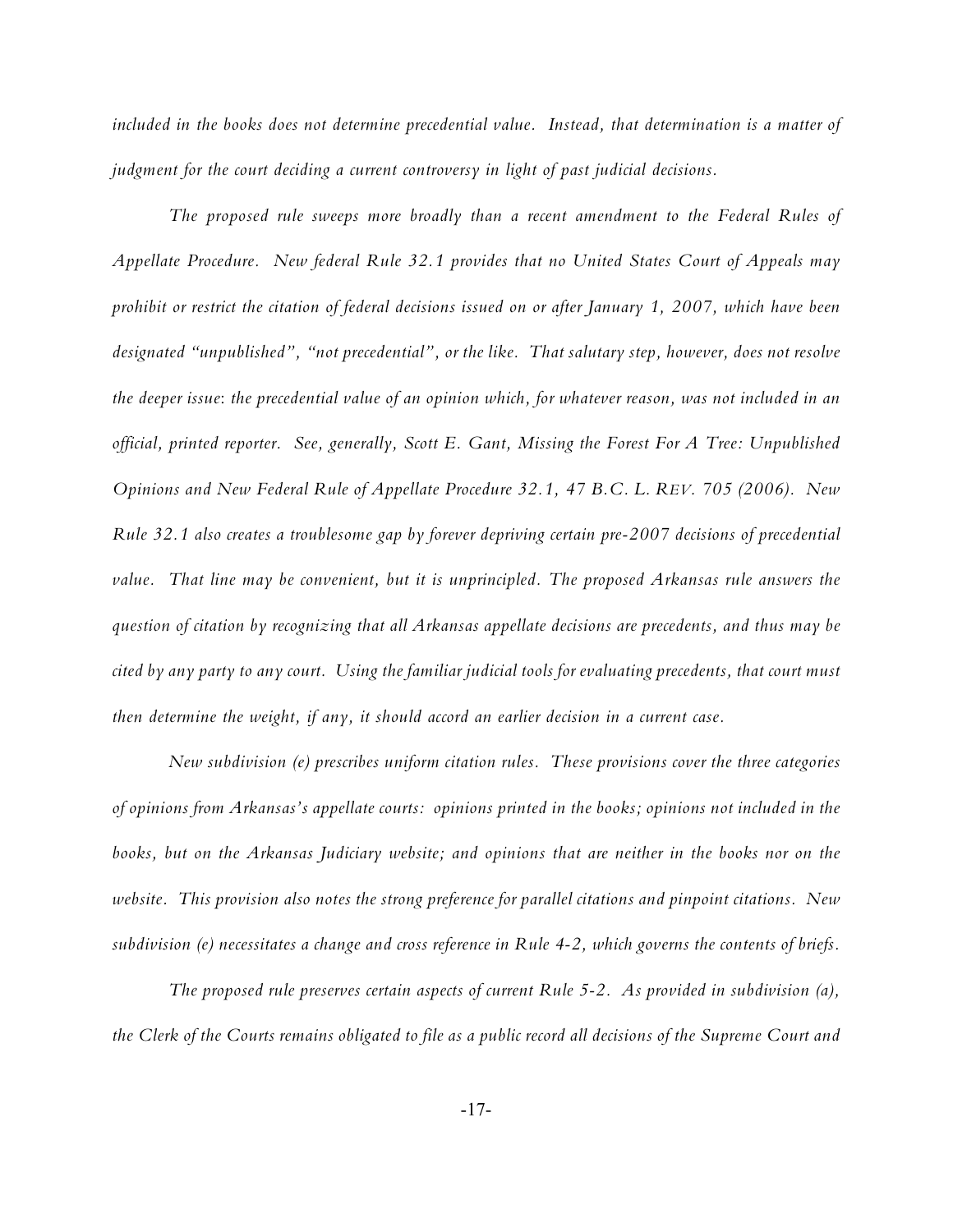*included in the books does not determine precedential value. Instead, that determination is a matter of judgment for the court deciding a current controversy in light of past judicial decisions.*

*The proposed rule sweeps more broadly than a recent amendment to the Federal Rules of Appellate Procedure. New federal Rule 32.1 provides that no United States Court of Appeals may prohibit or restrict the citation of federal decisions issued on or after January 1, 2007, which have been designated "unpublished", "not precedential", or the like. That salutary step, however, does not resolve the deeper issue: the precedential value of an opinion which, for whatever reason, was not included in an official, printed reporter. See, generally, Scott E. Gant, Missing the Forest For A Tree: Unpublished Opinions and New Federal Rule of Appellate Procedure 32.1, 47 B.C. L. REV. 705 (2006). New Rule 32.1 also creates a troublesome gap by forever depriving certain pre-2007 decisions of precedential value. That line may be convenient, but it is unprincipled. The proposed Arkansas rule answers the question of citation by recognizing that all Arkansas appellate decisions are precedents, and thus may be cited by any party to any court. Using the familiar judicial tools for evaluating precedents, that court must then determine the weight, if any, it should accord an earlier decision in a current case.*

*New subdivision (e) prescribes uniform citation rules. These provisions cover the three categories of opinions from Arkansas's appellate courts: opinions printed in the books; opinions not included in the books, but on the Arkansas Judiciary website; and opinions that are neither in the books nor on the website. This provision also notes the strong preference for parallel citations and pinpoint citations. New subdivision (e) necessitates a change and cross reference in Rule 4-2, which governs the contents of briefs.*

*The proposed rule preserves certain aspects of current Rule 5-2. As provided in subdivision (a), the Clerk of the Courts remains obligated to file as a public record all decisions of the Supreme Court and*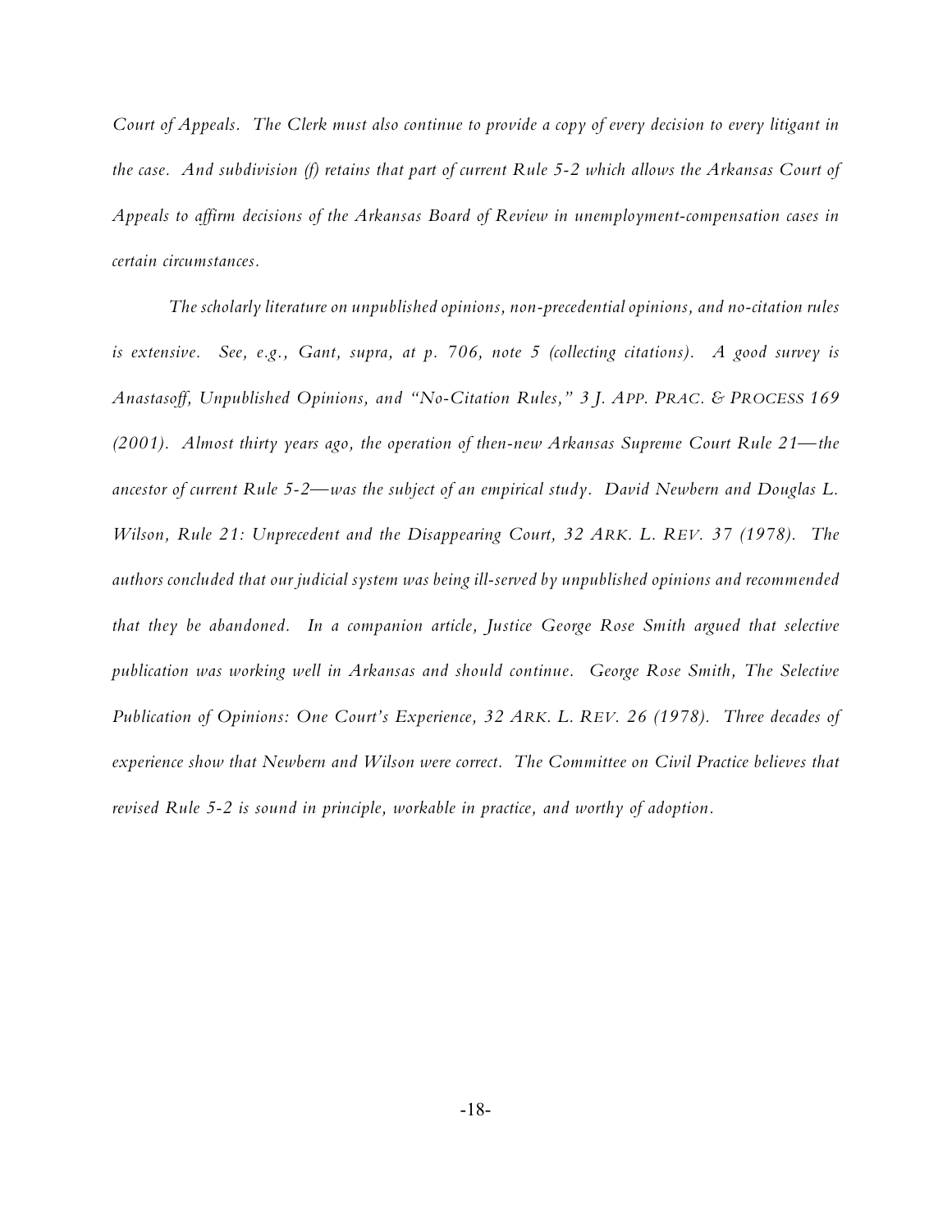*Court of Appeals. The Clerk must also continue to provide a copy of every decision to every litigant in the case. And subdivision (f) retains that part of current Rule 5-2 which allows the Arkansas Court of Appeals to affirm decisions of the Arkansas Board of Review in unemployment-compensation cases in certain circumstances.*

*The scholarly literature on unpublished opinions, non-precedential opinions, and no-citation rules is extensive. See, e.g., Gant, supra, at p. 706, note 5 (collecting citations). A good survey is Anastasoff, Unpublished Opinions, and "No-Citation Rules," 3 J. APP. PRAC. & PROCESS 169 (2001). Almost thirty years ago, the operation of then-new Arkansas Supreme Court Rule 21—the ancestor of current Rule 5-2—was the subject of an empirical study. David Newbern and Douglas L. Wilson, Rule 21: Unprecedent and the Disappearing Court, 32 ARK. L. REV. 37 (1978). The authors concluded that our judicial system was being ill-served by unpublished opinions and recommended that they be abandoned. In a companion article, Justice George Rose Smith argued that selective publication was working well in Arkansas and should continue. George Rose Smith, The Selective Publication of Opinions: One Court's Experience, 32 ARK. L. REV. 26 (1978). Three decades of experience show that Newbern and Wilson were correct. The Committee on Civil Practice believes that revised Rule 5-2 is sound in principle, workable in practice, and worthy of adoption.*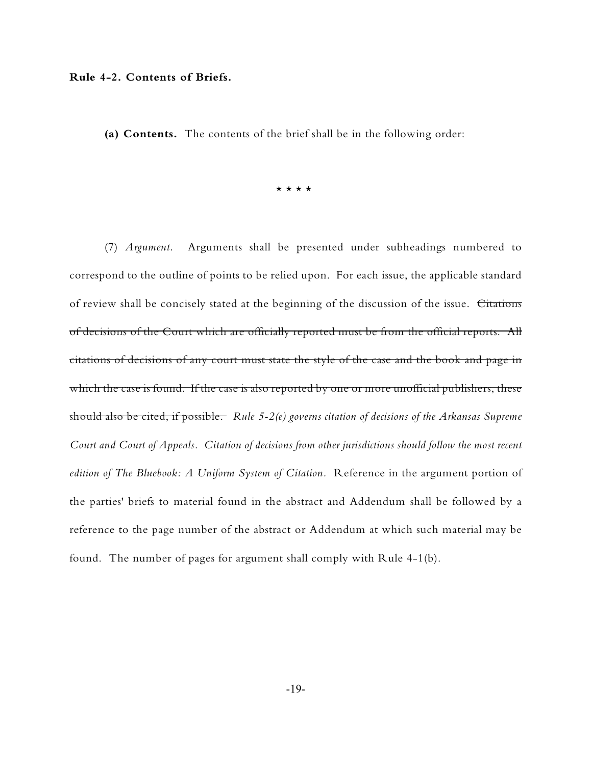**Rule 4-2. Contents of Briefs.**

**(a) Contents.** The contents of the brief shall be in the following order:

\* \* \* \*

(7) *Argument.* Arguments shall be presented under subheadings numbered to correspond to the outline of points to be relied upon. For each issue, the applicable standard of review shall be concisely stated at the beginning of the discussion of the issue. ~~Citations of decisions of the Court which are officially reported must be from the official reports. All citations of decisions of any court must state the style of the case and the book and page in which the case is found. If the case is also reported by one or more unofficial publishers, these should also be cited, if possible.~~ *Rule 5-2(e) governs citation of decisions of the Arkansas Supreme Court and Court of Appeals. Citation of decisions from other jurisdictions should follow the most recent edition of The Bluebook: A Uniform System of Citation.* Reference in the argument portion of the parties' briefs to material found in the abstract and Addendum shall be followed by a reference to the page number of the abstract or Addendum at which such material may be found. The number of pages for argument shall comply with Rule 4-1(b).